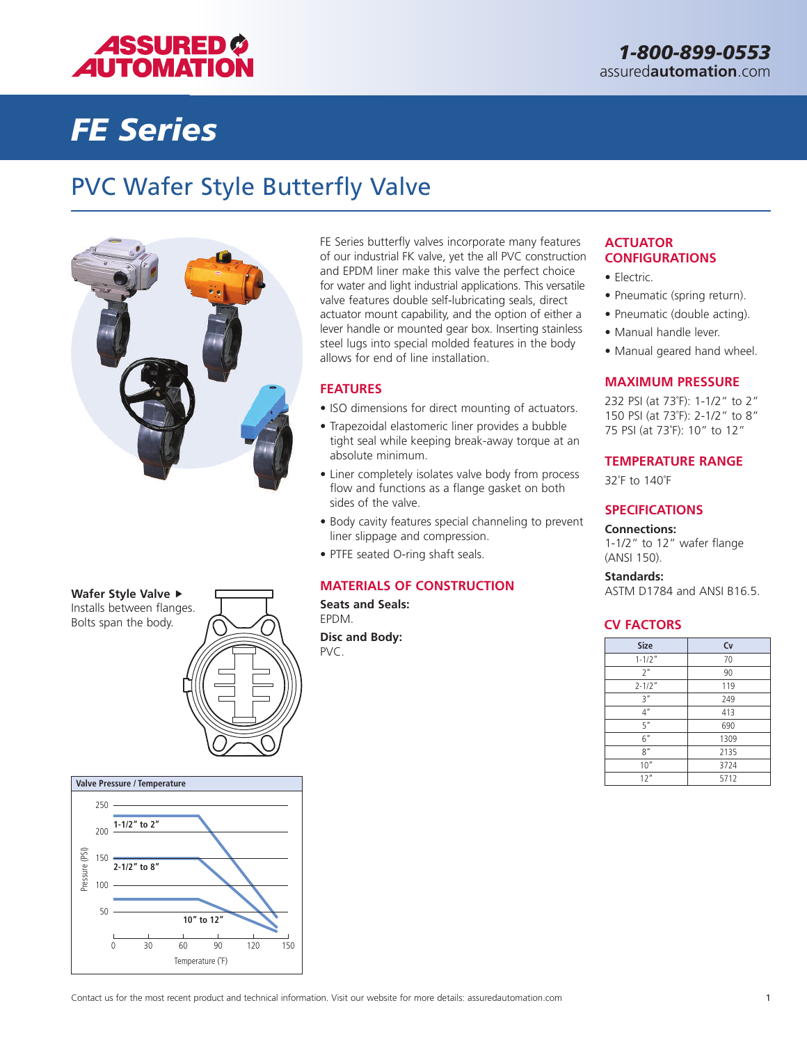# FE Series

## PVC Wafer Style Butterfly Valve

FE Series butterfly valves incorporate many features of our industrial FK valve, yet the all PVC construction and EPDM liner make this valve the perfect choice for water and light industrial applications. This versatile valve features double self-lubricating seals, direct actuator mount capability, and the option of either a lever handle or mounted gear box. Inserting stainless steel lugs into special molded features in the body allows for end of line installation.

### FEATURES

- ISO dimensions for direct mounting of actuators.
- Trapezoidal elastomeric liner provides a bubble tight seal while keeping break-away torque at an absolute minimum.
- Liner completely isolates valve body from process flow and functions as a flange gasket on both sides of the valve.
- Body cavity features special channeling to prevent liner slippage and compression.
- PTFE seated O-ring shaft seals.

### MATERIALS OF CONSTRUCTION

**Seats and Seals:**
EPDM.

**Disc and Body:**
PVC.

### ACTUATOR CONFIGURATIONS

- Electric.
- Pneumatic (spring return).
- Pneumatic (double acting).
- Manual handle lever.
- Manual geared hand wheel.

### MAXIMUM PRESSURE

232 PSI (at 73°F): 1-1/2" to 2"
150 PSI (at 73°F): 2-1/2" to 8"
75 PSI (at 73°F): 10" to 12"

### TEMPERATURE RANGE

32°F to 140°F

### SPECIFICATIONS

**Connections:**
1-1/2" to 12" wafer flange (ANSI 150).

**Standards:**
ASTM D1784 and ANSI B16.5.

### CV FACTORS

| Size | Cv |
|---|---|
| 1-1/2" | 70 |
| 2" | 90 |
| 2-1/2" | 119 |
| 3" | 249 |
| 4" | 413 |
| 5" | 690 |
| 6" | 1309 |
| 8" | 2135 |
| 10" | 3724 |
| 12" | 5712 |

**Wafer Style Valve ▶**
Installs between flanges. Bolts span the body.

**Valve Pressure / Temperature**

Pressure (PSI) vs. Temperature (°F): 1-1/2" to 2"; 2-1/2" to 8"; 10" to 12"

Contact us for the most recent product and technical information. Visit our website for more details: assuredautomation.com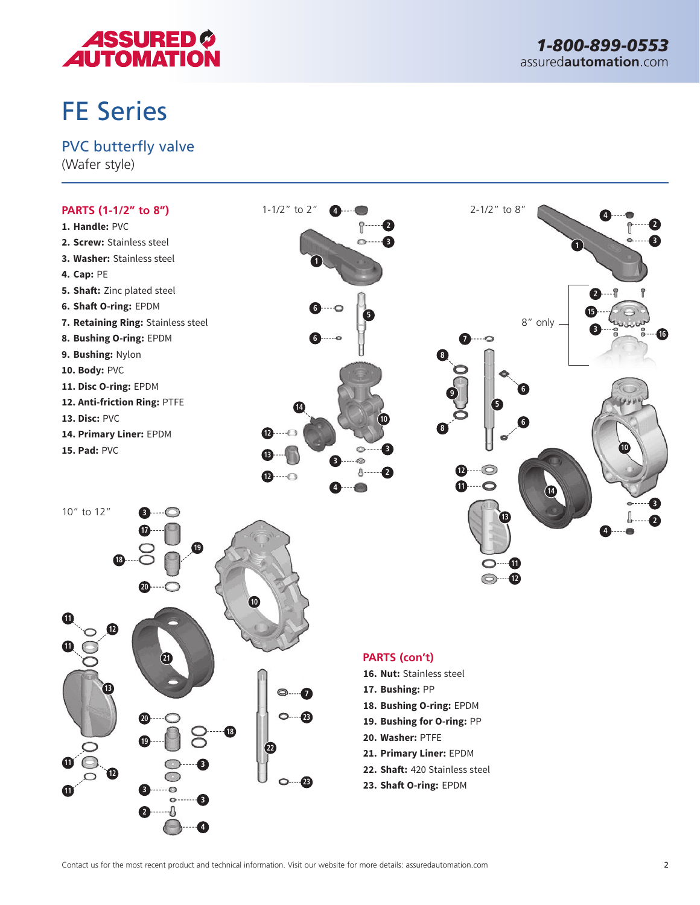# FE Series

## PVC butterfly valve

(Wafer style)

### PARTS (1-1/2" to 8")

1. **Handle:** PVC
2. **Screw:** Stainless steel
3. **Washer:** Stainless steel
4. **Cap:** PE
5. **Shaft:** Zinc plated steel
6. **Shaft O-ring:** EPDM
7. **Retaining Ring:** Stainless steel
8. **Bushing O-ring:** EPDM
9. **Bushing:** Nylon
10. **Body:** PVC
11. **Disc O-ring:** EPDM
12. **Anti-friction Ring:** PTFE
13. **Disc:** PVC
14. **Primary Liner:** EPDM
15. **Pad:** PVC

1-1/2" to 2"

2-1/2" to 8"

8" only

10" to 12"

### PARTS (con't)

16. **Nut:** Stainless steel
17. **Bushing:** PP
18. **Bushing O-ring:** EPDM
19. **Bushing for O-ring:** PP
20. **Washer:** PTFE
21. **Primary Liner:** EPDM
22. **Shaft:** 420 Stainless steel
23. **Shaft O-ring:** EPDM

Contact us for the most recent product and technical information. Visit our website for more details: assuredautomation.com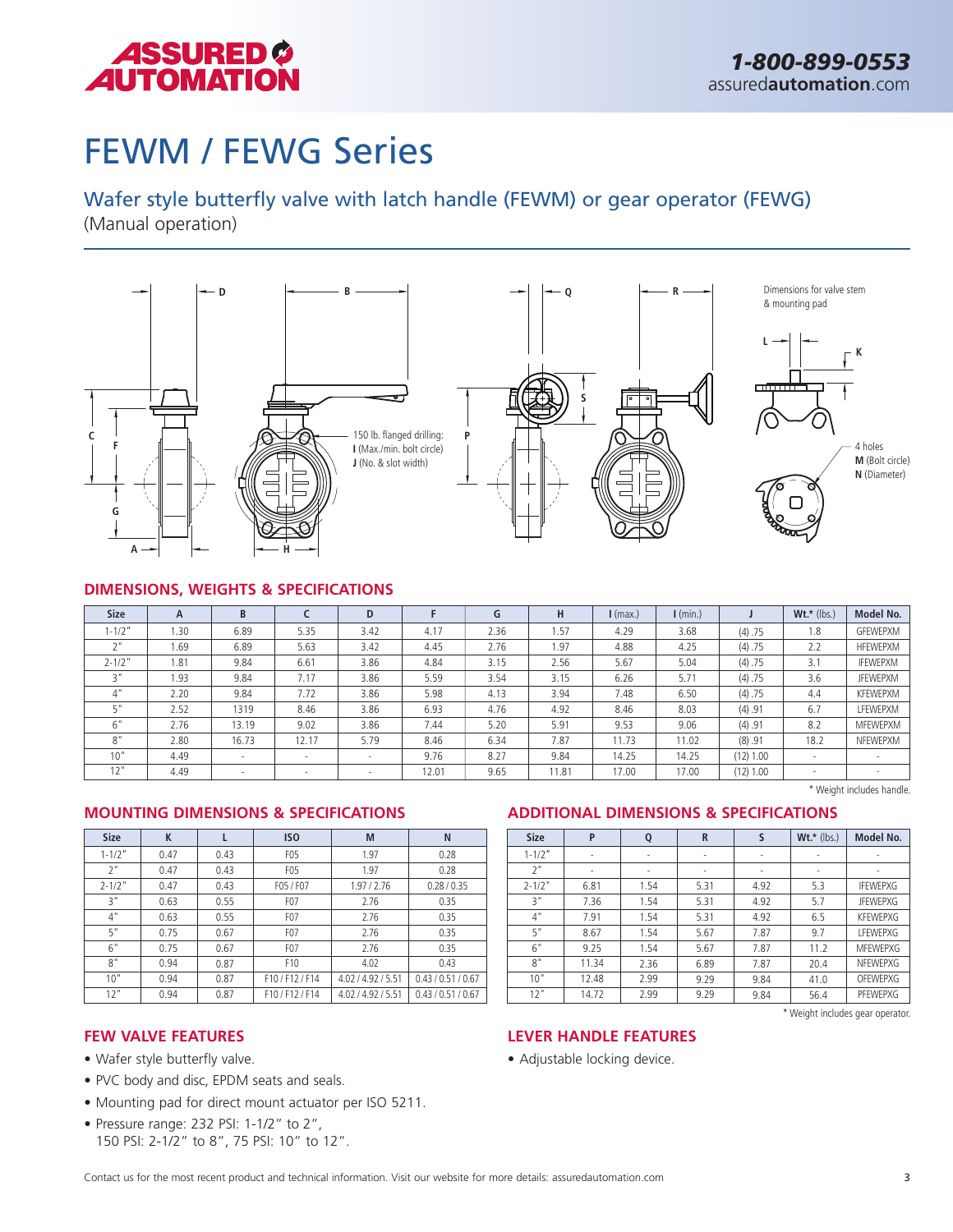# FEWM / FEWG Series

## Wafer style butterfly valve with latch handle (FEWM) or gear operator (FEWG)

(Manual operation)

150 lb. flanged drilling:
**I** (Max./min. bolt circle)
**J** (No. & slot width)

Dimensions for valve stem & mounting pad

4 holes
**M** (Bolt circle)
**N** (Diameter)

### DIMENSIONS, WEIGHTS & SPECIFICATIONS

| Size | A | B | C | D | F | G | H | I (max.) | I (min.) | J | Wt.* (lbs.) | Model No. |
|---|---|---|---|---|---|---|---|---|---|---|---|---|
| 1-1/2" | 1.30 | 6.89 | 5.35 | 3.42 | 4.17 | 2.36 | 1.57 | 4.29 | 3.68 | (4) .75 | 1.8 | GFEWEPXM |
| 2" | 1.69 | 6.89 | 5.63 | 3.42 | 4.45 | 2.76 | 1.97 | 4.88 | 4.25 | (4) .75 | 2.2 | HFEWEPXM |
| 2-1/2" | 1.81 | 9.84 | 6.61 | 3.86 | 4.84 | 3.15 | 2.56 | 5.67 | 5.04 | (4) .75 | 3.1 | IFEWEPXM |
| 3" | 1.93 | 9.84 | 7.17 | 3.86 | 5.59 | 3.54 | 3.15 | 6.26 | 5.71 | (4) .75 | 3.6 | JFEWEPXM |
| 4" | 2.20 | 9.84 | 7.72 | 3.86 | 5.98 | 4.13 | 3.94 | 7.48 | 6.50 | (4) .75 | 4.4 | KFEWEPXM |
| 5" | 2.52 | 1319 | 8.46 | 3.86 | 6.93 | 4.76 | 4.92 | 8.46 | 8.03 | (4) .91 | 6.7 | LFEWEPXM |
| 6" | 2.76 | 13.19 | 9.02 | 3.86 | 7.44 | 5.20 | 5.91 | 9.53 | 9.06 | (4) .91 | 8.2 | MFEWEPXM |
| 8" | 2.80 | 16.73 | 12.17 | 5.79 | 8.46 | 6.34 | 7.87 | 11.73 | 11.02 | (8) .91 | 18.2 | NFEWEPXM |
| 10" | 4.49 | - | - | - | 9.76 | 8.27 | 9.84 | 14.25 | 14.25 | (12) 1.00 | - | - |
| 12" | 4.49 | - | - | - | 12.01 | 9.65 | 11.81 | 17.00 | 17.00 | (12) 1.00 | - | - |

* Weight includes handle.

### MOUNTING DIMENSIONS & SPECIFICATIONS

| Size | K | L | ISO | M | N |
|---|---|---|---|---|---|
| 1-1/2" | 0.47 | 0.43 | F05 | 1.97 | 0.28 |
| 2" | 0.47 | 0.43 | F05 | 1.97 | 0.28 |
| 2-1/2" | 0.47 | 0.43 | F05 / F07 | 1.97 / 2.76 | 0.28 / 0.35 |
| 3" | 0.63 | 0.55 | F07 | 2.76 | 0.35 |
| 4" | 0.63 | 0.55 | F07 | 2.76 | 0.35 |
| 5" | 0.75 | 0.67 | F07 | 2.76 | 0.35 |
| 6" | 0.75 | 0.67 | F07 | 2.76 | 0.35 |
| 8" | 0.94 | 0.87 | F10 | 4.02 | 0.43 |
| 10" | 0.94 | 0.87 | F10 / F12 / F14 | 4.02 / 4.92 / 5.51 | 0.43 / 0.51 / 0.67 |
| 12" | 0.94 | 0.87 | F10 / F12 / F14 | 4.02 / 4.92 / 5.51 | 0.43 / 0.51 / 0.67 |

### ADDITIONAL DIMENSIONS & SPECIFICATIONS

| Size | P | Q | R | S | Wt.* (lbs.) | Model No. |
|---|---|---|---|---|---|---|
| 1-1/2" | - | - | - | - | - | - |
| 2" | - | - | - | - | - | - |
| 2-1/2" | 6.81 | 1.54 | 5.31 | 4.92 | 5.3 | IFEWEPXG |
| 3" | 7.36 | 1.54 | 5.31 | 4.92 | 5.7 | JFEWEPXG |
| 4" | 7.91 | 1.54 | 5.31 | 4.92 | 6.5 | KFEWEPXG |
| 5" | 8.67 | 1.54 | 5.67 | 7.87 | 9.7 | LFEWEPXG |
| 6" | 9.25 | 1.54 | 5.67 | 7.87 | 11.2 | MFEWEPXG |
| 8" | 11.34 | 2.36 | 6.89 | 7.87 | 20.4 | NFEWEPXG |
| 10" | 12.48 | 2.99 | 9.29 | 9.84 | 41.0 | OFEWEPXG |
| 12" | 14.72 | 2.99 | 9.29 | 9.84 | 56.4 | PFEWEPXG |

* Weight includes gear operator.

### FEW VALVE FEATURES

- Wafer style butterfly valve.
- PVC body and disc, EPDM seats and seals.
- Mounting pad for direct mount actuator per ISO 5211.
- Pressure range: 232 PSI: 1-1/2" to 2", 150 PSI: 2-1/2" to 8", 75 PSI: 10" to 12".

### LEVER HANDLE FEATURES

- Adjustable locking device.

Contact us for the most recent product and technical information. Visit our website for more details: assuredautomation.com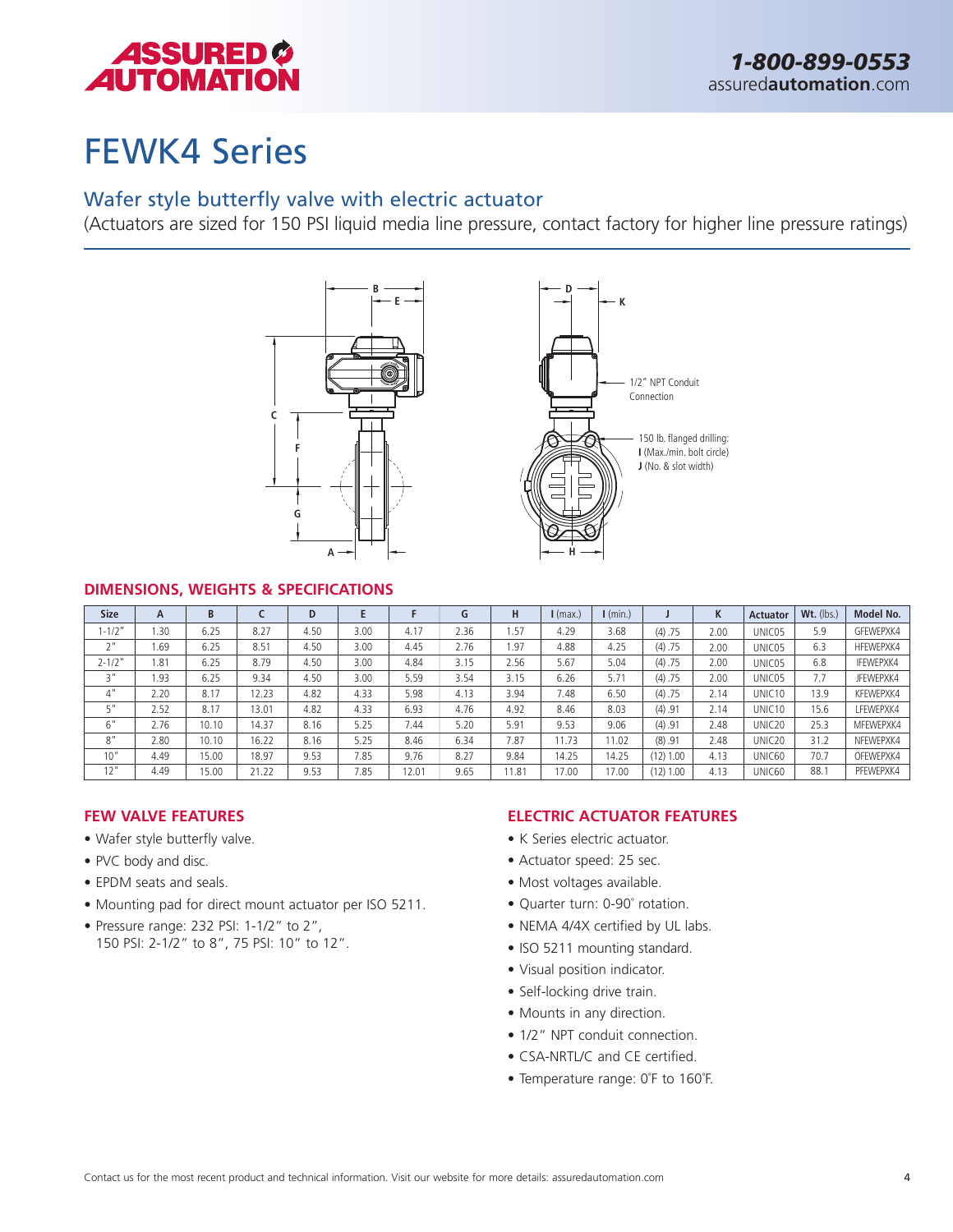# FEWK4 Series

## Wafer style butterfly valve with electric actuator

(Actuators are sized for 150 PSI liquid media line pressure, contact factory for higher line pressure ratings)

1/2" NPT Conduit Connection

150 lb. flanged drilling:
**I** (Max./min. bolt circle)
**J** (No. & slot width)

### DIMENSIONS, WEIGHTS & SPECIFICATIONS

| Size | A | B | C | D | E | F | G | H | I (max.) | I (min.) | J | K | Actuator | Wt. (lbs.) | Model No. |
|---|---|---|---|---|---|---|---|---|---|---|---|---|---|---|---|
| 1-1/2" | 1.30 | 6.25 | 8.27 | 4.50 | 3.00 | 4.17 | 2.36 | 1.57 | 4.29 | 3.68 | (4) .75 | 2.00 | UNIC05 | 5.9 | GFEWEPXK4 |
| 2" | 1.69 | 6.25 | 8.51 | 4.50 | 3.00 | 4.45 | 2.76 | 1.97 | 4.88 | 4.25 | (4) .75 | 2.00 | UNIC05 | 6.3 | HFEWEPXK4 |
| 2-1/2" | 1.81 | 6.25 | 8.79 | 4.50 | 3.00 | 4.84 | 3.15 | 2.56 | 5.67 | 5.04 | (4) .75 | 2.00 | UNIC05 | 6.8 | IFEWEPXK4 |
| 3" | 1.93 | 6.25 | 9.34 | 4.50 | 3.00 | 5.59 | 3.54 | 3.15 | 6.26 | 5.71 | (4) .75 | 2.00 | UNIC05 | 7.7 | JFEWEPXK4 |
| 4" | 2.20 | 8.17 | 12.23 | 4.82 | 4.33 | 5.98 | 4.13 | 3.94 | 7.48 | 6.50 | (4) .75 | 2.14 | UNIC10 | 13.9 | KFEWEPXK4 |
| 5" | 2.52 | 8.17 | 13.01 | 4.82 | 4.33 | 6.93 | 4.76 | 4.92 | 8.46 | 8.03 | (4) .91 | 2.14 | UNIC10 | 15.6 | LFEWEPXK4 |
| 6" | 2.76 | 10.10 | 14.37 | 8.16 | 5.25 | 7.44 | 5.20 | 5.91 | 9.53 | 9.06 | (4) .91 | 2.48 | UNIC20 | 25.3 | MFEWEPXK4 |
| 8" | 2.80 | 10.10 | 16.22 | 8.16 | 5.25 | 8.46 | 6.34 | 7.87 | 11.73 | 11.02 | (8) .91 | 2.48 | UNIC20 | 31.2 | NFEWEPXK4 |
| 10" | 4.49 | 15.00 | 18.97 | 9.53 | 7.85 | 9.76 | 8.27 | 9.84 | 14.25 | 14.25 | (12) 1.00 | 4.13 | UNIC60 | 70.7 | OFEWEPXK4 |
| 12" | 4.49 | 15.00 | 21.22 | 9.53 | 7.85 | 12.01 | 9.65 | 11.81 | 17.00 | 17.00 | (12) 1.00 | 4.13 | UNIC60 | 88.1 | PFEWEPXK4 |

### FEW VALVE FEATURES

- Wafer style butterfly valve.
- PVC body and disc.
- EPDM seats and seals.
- Mounting pad for direct mount actuator per ISO 5211.
- Pressure range: 232 PSI: 1-1/2" to 2", 150 PSI: 2-1/2" to 8", 75 PSI: 10" to 12".

### ELECTRIC ACTUATOR FEATURES

- K Series electric actuator.
- Actuator speed: 25 sec.
- Most voltages available.
- Quarter turn: 0-90° rotation.
- NEMA 4/4X certified by UL labs.
- ISO 5211 mounting standard.
- Visual position indicator.
- Self-locking drive train.
- Mounts in any direction.
- 1/2" NPT conduit connection.
- CSA-NRTL/C and CE certified.
- Temperature range: 0°F to 160°F.

Contact us for the most recent product and technical information. Visit our website for more details: assuredautomation.com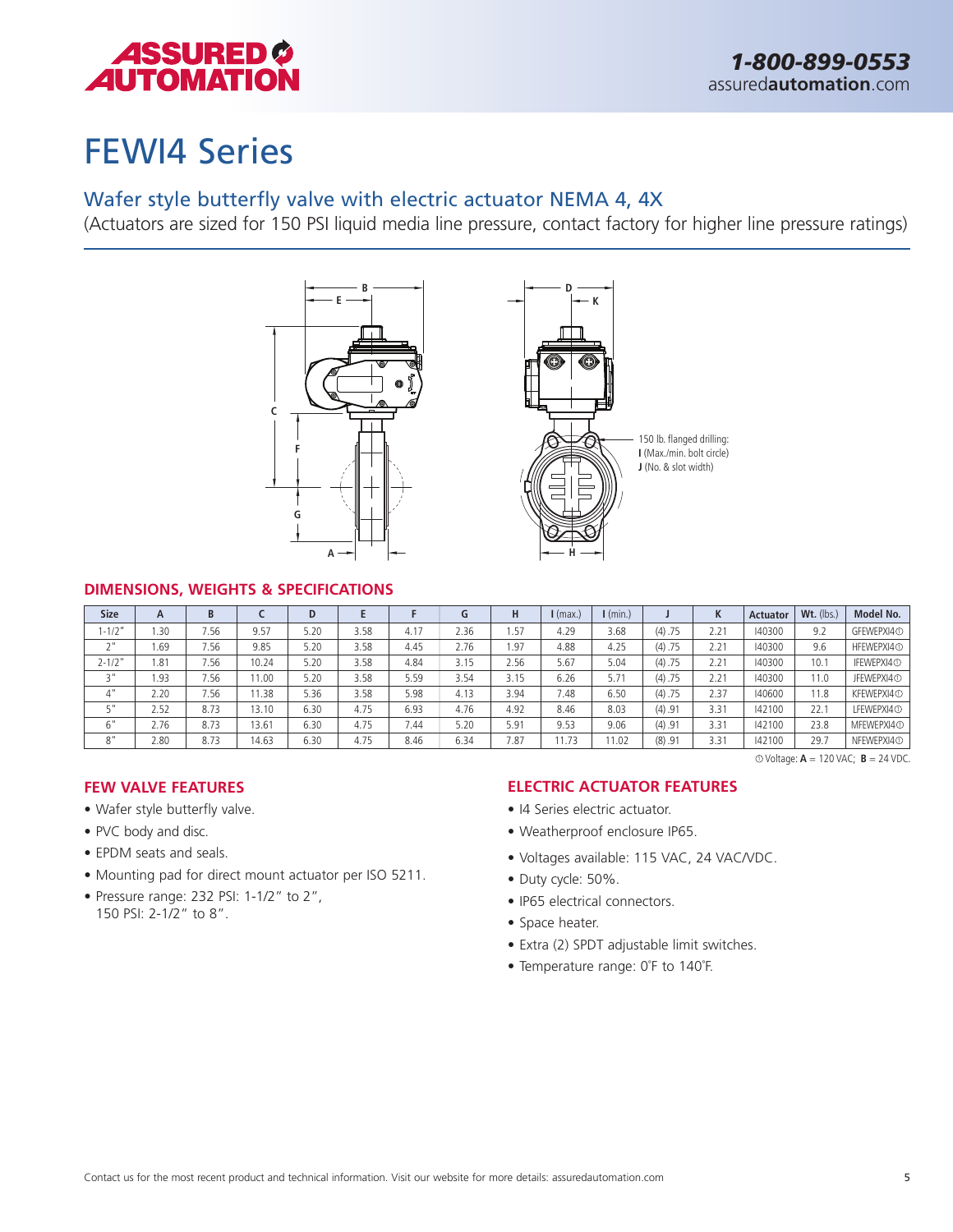# FEWI4 Series

## Wafer style butterfly valve with electric actuator NEMA 4, 4X

(Actuators are sized for 150 PSI liquid media line pressure, contact factory for higher line pressure ratings)

150 lb. flanged drilling:
**I** (Max./min. bolt circle)
**J** (No. & slot width)

### DIMENSIONS, WEIGHTS & SPECIFICATIONS

| Size | A | B | C | D | E | F | G | H | I (max.) | I (min.) | J | K | Actuator | Wt. (lbs.) | Model No. |
|---|---|---|---|---|---|---|---|---|---|---|---|---|---|---|---|
| 1-1/2" | 1.30 | 7.56 | 9.57 | 5.20 | 3.58 | 4.17 | 2.36 | 1.57 | 4.29 | 3.68 | (4) .75 | 2.21 | I40300 | 9.2 | GFEWEPXI4① |
| 2" | 1.69 | 7.56 | 9.85 | 5.20 | 3.58 | 4.45 | 2.76 | 1.97 | 4.88 | 4.25 | (4) .75 | 2.21 | I40300 | 9.6 | HFEWEPXI4① |
| 2-1/2" | 1.81 | 7.56 | 10.24 | 5.20 | 3.58 | 4.84 | 3.15 | 2.56 | 5.67 | 5.04 | (4) .75 | 2.21 | I40300 | 10.1 | IFEWEPXI4① |
| 3" | 1.93 | 7.56 | 11.00 | 5.20 | 3.58 | 5.59 | 3.54 | 3.15 | 6.26 | 5.71 | (4) .75 | 2.21 | I40300 | 11.0 | JFEWEPXI4① |
| 4" | 2.20 | 7.56 | 11.38 | 5.36 | 3.58 | 5.98 | 4.13 | 3.94 | 7.48 | 6.50 | (4) .75 | 2.37 | I40600 | 11.8 | KFEWEPXI4① |
| 5" | 2.52 | 8.73 | 13.10 | 6.30 | 4.75 | 6.93 | 4.76 | 4.92 | 8.46 | 8.03 | (4) .91 | 3.31 | I42100 | 22.1 | LFEWEPXI4① |
| 6" | 2.76 | 8.73 | 13.61 | 6.30 | 4.75 | 7.44 | 5.20 | 5.91 | 9.53 | 9.06 | (4) .91 | 3.31 | I42100 | 23.8 | MFEWEPXI4① |
| 8" | 2.80 | 8.73 | 14.63 | 6.30 | 4.75 | 8.46 | 6.34 | 7.87 | 11.73 | 11.02 | (8) .91 | 3.31 | I42100 | 29.7 | NFEWEPXI4① |

① Voltage: **A** = 120 VAC; **B** = 24 VDC.

### FEW VALVE FEATURES

- Wafer style butterfly valve.
- PVC body and disc.
- EPDM seats and seals.
- Mounting pad for direct mount actuator per ISO 5211.
- Pressure range: 232 PSI: 1-1/2" to 2",
  150 PSI: 2-1/2" to 8".

### ELECTRIC ACTUATOR FEATURES

- I4 Series electric actuator.
- Weatherproof enclosure IP65.
- Voltages available: 115 VAC, 24 VAC/VDC.
- Duty cycle: 50%.
- IP65 electrical connectors.
- Space heater.
- Extra (2) SPDT adjustable limit switches.
- Temperature range: 0˚F to 140˚F.

Contact us for the most recent product and technical information. Visit our website for more details: assuredautomation.com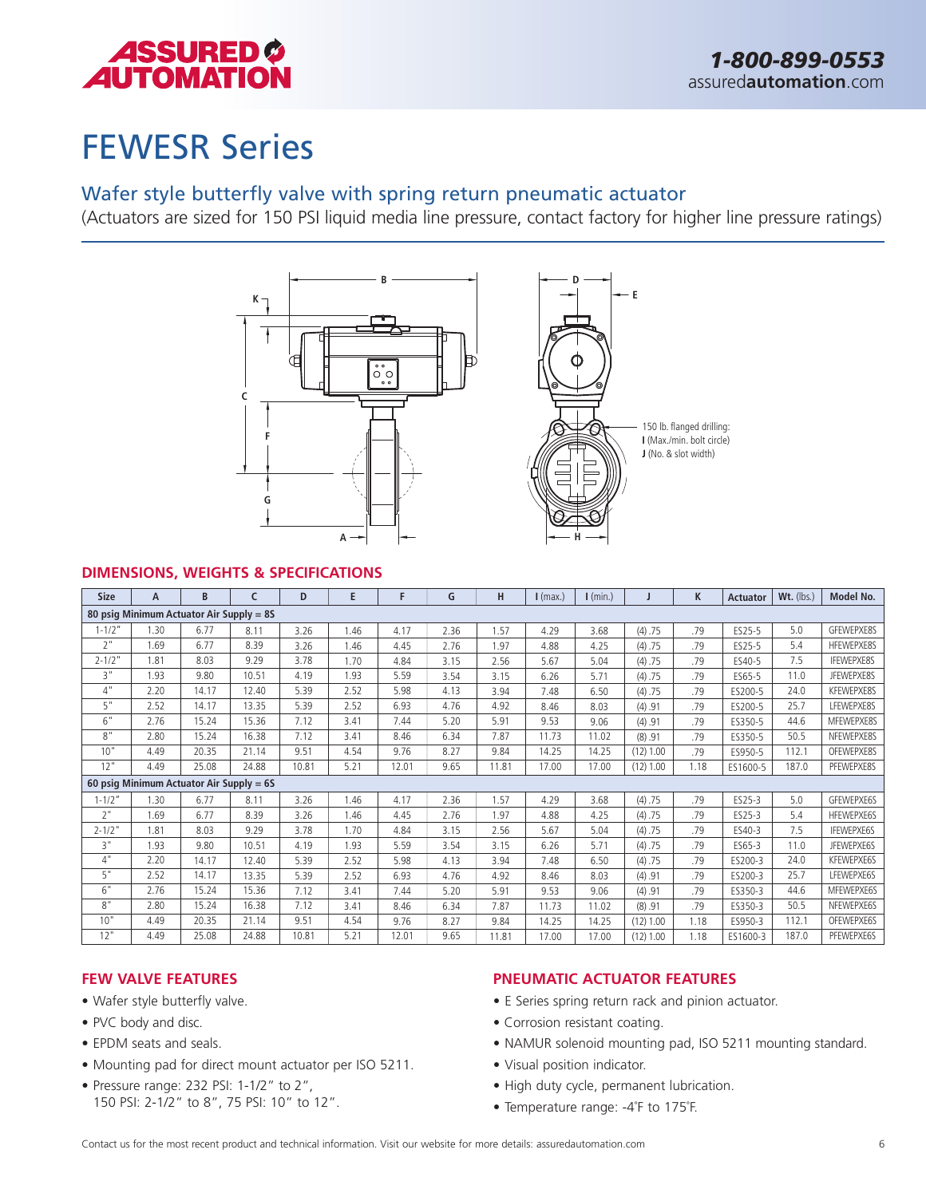# FEWESR Series

## Wafer style butterfly valve with spring return pneumatic actuator

(Actuators are sized for 150 PSI liquid media line pressure, contact factory for higher line pressure ratings)

150 lb. flanged drilling:
**I** (Max./min. bolt circle)
**J** (No. & slot width)

## DIMENSIONS, WEIGHTS & SPECIFICATIONS

| Size | A | B | C | D | E | F | G | H | I (max.) | I (min.) | J | K | Actuator | Wt. (lbs.) | Model No. |
|---|---|---|---|---|---|---|---|---|---|---|---|---|---|---|---|
| **80 psig Minimum Actuator Air Supply = 8S** | | | | | | | | | | | | | | | |
| 1-1/2" | 1.30 | 6.77 | 8.11 | 3.26 | 1.46 | 4.17 | 2.36 | 1.57 | 4.29 | 3.68 | (4) .75 | .79 | ES25-5 | 5.0 | GFEWEPXE8S |
| 2" | 1.69 | 6.77 | 8.39 | 3.26 | 1.46 | 4.45 | 2.76 | 1.97 | 4.88 | 4.25 | (4) .75 | .79 | ES25-5 | 5.4 | HFEWEPXE8S |
| 2-1/2" | 1.81 | 8.03 | 9.29 | 3.78 | 1.70 | 4.84 | 3.15 | 2.56 | 5.67 | 5.04 | (4) .75 | .79 | ES40-5 | 7.5 | IFEWEPXE8S |
| 3" | 1.93 | 9.80 | 10.51 | 4.19 | 1.93 | 5.59 | 3.54 | 3.15 | 6.26 | 5.71 | (4) .75 | .79 | ES65-5 | 11.0 | JFEWEPXE8S |
| 4" | 2.20 | 14.17 | 12.40 | 5.39 | 2.52 | 5.98 | 4.13 | 3.94 | 7.48 | 6.50 | (4) .75 | .79 | ES200-5 | 24.0 | KFEWEPXE8S |
| 5" | 2.52 | 14.17 | 13.35 | 5.39 | 2.52 | 6.93 | 4.76 | 4.92 | 8.46 | 8.03 | (4) .91 | .79 | ES200-5 | 25.7 | LFEWEPXE8S |
| 6" | 2.76 | 15.24 | 15.36 | 7.12 | 3.41 | 7.44 | 5.20 | 5.91 | 9.53 | 9.06 | (4) .91 | .79 | ES350-5 | 44.6 | MFEWEPXE8S |
| 8" | 2.80 | 15.24 | 16.38 | 7.12 | 3.41 | 8.46 | 6.34 | 7.87 | 11.73 | 11.02 | (8) .91 | .79 | ES350-5 | 50.5 | NFEWEPXE8S |
| 10" | 4.49 | 20.35 | 21.14 | 9.51 | 4.54 | 9.76 | 8.27 | 9.84 | 14.25 | 14.25 | (12) 1.00 | .79 | ES950-5 | 112.1 | OFEWEPXE8S |
| 12" | 4.49 | 25.08 | 24.88 | 10.81 | 5.21 | 12.01 | 9.65 | 11.81 | 17.00 | 17.00 | (12) 1.00 | 1.18 | ES1600-5 | 187.0 | PFEWEPXE8S |
| **60 psig Minimum Actuator Air Supply = 6S** | | | | | | | | | | | | | | | |
| 1-1/2" | 1.30 | 6.77 | 8.11 | 3.26 | 1.46 | 4.17 | 2.36 | 1.57 | 4.29 | 3.68 | (4) .75 | .79 | ES25-3 | 5.0 | GFEWEPXE6S |
| 2" | 1.69 | 6.77 | 8.39 | 3.26 | 1.46 | 4.45 | 2.76 | 1.97 | 4.88 | 4.25 | (4) .75 | .79 | ES25-3 | 5.4 | HFEWEPXE6S |
| 2-1/2" | 1.81 | 8.03 | 9.29 | 3.78 | 1.70 | 4.84 | 3.15 | 2.56 | 5.67 | 5.04 | (4) .75 | .79 | ES40-3 | 7.5 | IFEWEPXE6S |
| 3" | 1.93 | 9.80 | 10.51 | 4.19 | 1.93 | 5.59 | 3.54 | 3.15 | 6.26 | 5.71 | (4) .75 | .79 | ES65-3 | 11.0 | JFEWEPXE6S |
| 4" | 2.20 | 14.17 | 12.40 | 5.39 | 2.52 | 5.98 | 4.13 | 3.94 | 7.48 | 6.50 | (4) .75 | .79 | ES200-3 | 24.0 | KFEWEPXE6S |
| 5" | 2.52 | 14.17 | 13.35 | 5.39 | 2.52 | 6.93 | 4.76 | 4.92 | 8.46 | 8.03 | (4) .91 | .79 | ES200-3 | 25.7 | LFEWEPXE6S |
| 6" | 2.76 | 15.24 | 15.36 | 7.12 | 3.41 | 7.44 | 5.20 | 5.91 | 9.53 | 9.06 | (4) .91 | .79 | ES350-3 | 44.6 | MFEWEPXE6S |
| 8" | 2.80 | 15.24 | 16.38 | 7.12 | 3.41 | 8.46 | 6.34 | 7.87 | 11.73 | 11.02 | (8) .91 | .79 | ES350-3 | 50.5 | NFEWEPXE6S |
| 10" | 4.49 | 20.35 | 21.14 | 9.51 | 4.54 | 9.76 | 8.27 | 9.84 | 14.25 | 14.25 | (12) 1.00 | 1.18 | ES950-3 | 112.1 | OFEWEPXE6S |
| 12" | 4.49 | 25.08 | 24.88 | 10.81 | 5.21 | 12.01 | 9.65 | 11.81 | 17.00 | 17.00 | (12) 1.00 | 1.18 | ES1600-3 | 187.0 | PFEWEPXE6S |

## FEW VALVE FEATURES

- Wafer style butterfly valve.
- PVC body and disc.
- EPDM seats and seals.
- Mounting pad for direct mount actuator per ISO 5211.
- Pressure range: 232 PSI: 1-1/2" to 2", 150 PSI: 2-1/2" to 8", 75 PSI: 10" to 12".

## PNEUMATIC ACTUATOR FEATURES

- E Series spring return rack and pinion actuator.
- Corrosion resistant coating.
- NAMUR solenoid mounting pad, ISO 5211 mounting standard.
- Visual position indicator.
- High duty cycle, permanent lubrication.
- Temperature range: -4°F to 175°F.

Contact us for the most recent product and technical information. Visit our website for more details: assuredautomation.com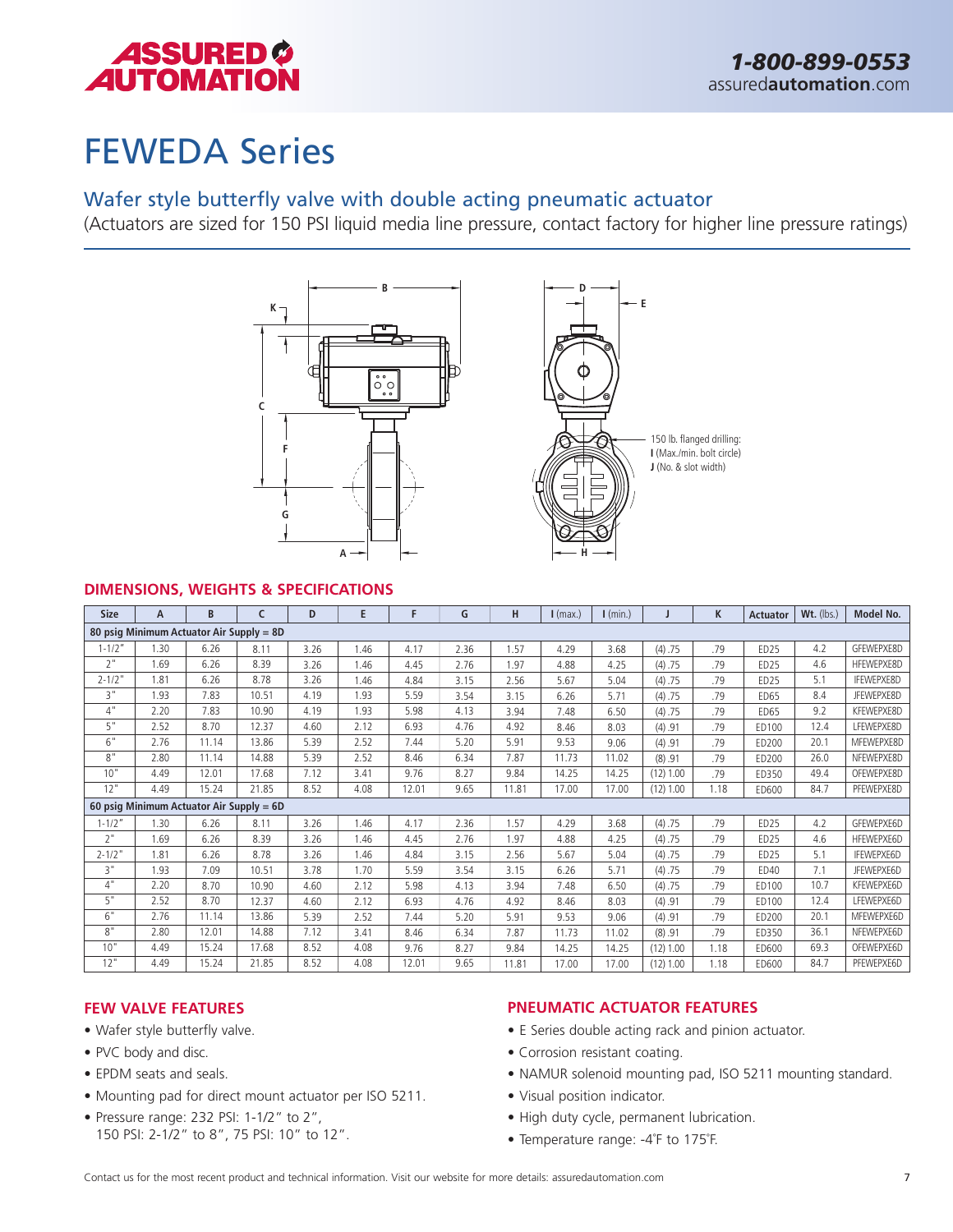# FEWEDA Series

## Wafer style butterfly valve with double acting pneumatic actuator

(Actuators are sized for 150 PSI liquid media line pressure, contact factory for higher line pressure ratings)

150 lb. flanged drilling:
**I** (Max./min. bolt circle)
**J** (No. & slot width)

### DIMENSIONS, WEIGHTS & SPECIFICATIONS

| Size | A | B | C | D | E | F | G | H | I (max.) | I (min.) | J | K | Actuator | Wt. (lbs.) | Model No. |
|---|---|---|---|---|---|---|---|---|---|---|---|---|---|---|---|
| **80 psig Minimum Actuator Air Supply = 8D** | | | | | | | | | | | | | | | |
| 1-1/2" | 1.30 | 6.26 | 8.11 | 3.26 | 1.46 | 4.17 | 2.36 | 1.57 | 4.29 | 3.68 | (4) .75 | .79 | ED25 | 4.2 | GFEWEPXE8D |
| 2" | 1.69 | 6.26 | 8.39 | 3.26 | 1.46 | 4.45 | 2.76 | 1.97 | 4.88 | 4.25 | (4) .75 | .79 | ED25 | 4.6 | HFEWEPXE8D |
| 2-1/2" | 1.81 | 6.26 | 8.78 | 3.26 | 1.46 | 4.84 | 3.15 | 2.56 | 5.67 | 5.04 | (4) .75 | .79 | ED25 | 5.1 | IFEWEPXE8D |
| 3" | 1.93 | 7.83 | 10.51 | 4.19 | 1.93 | 5.59 | 3.54 | 3.15 | 6.26 | 5.71 | (4) .75 | .79 | ED65 | 8.4 | JFEWEPXE8D |
| 4" | 2.20 | 7.83 | 10.90 | 4.19 | 1.93 | 5.98 | 4.13 | 3.94 | 7.48 | 6.50 | (4) .75 | .79 | ED65 | 9.2 | KFEWEPXE8D |
| 5" | 2.52 | 8.70 | 12.37 | 4.60 | 2.12 | 6.93 | 4.76 | 4.92 | 8.46 | 8.03 | (4) .91 | .79 | ED100 | 12.4 | LFEWEPXE8D |
| 6" | 2.76 | 11.14 | 13.86 | 5.39 | 2.52 | 7.44 | 5.20 | 5.91 | 9.53 | 9.06 | (4) .91 | .79 | ED200 | 20.1 | MFEWEPXE8D |
| 8" | 2.80 | 11.14 | 14.88 | 5.39 | 2.52 | 8.46 | 6.34 | 7.87 | 11.73 | 11.02 | (8) .91 | .79 | ED200 | 26.0 | NFEWEPXE8D |
| 10" | 4.49 | 12.01 | 17.68 | 7.12 | 3.41 | 9.76 | 8.27 | 9.84 | 14.25 | 14.25 | (12) 1.00 | .79 | ED350 | 49.4 | OFEWEPXE8D |
| 12" | 4.49 | 15.24 | 21.85 | 8.52 | 4.08 | 12.01 | 9.65 | 11.81 | 17.00 | 17.00 | (12) 1.00 | 1.18 | ED600 | 84.7 | PFEWEPXE8D |
| **60 psig Minimum Actuator Air Supply = 6D** | | | | | | | | | | | | | | | |
| 1-1/2" | 1.30 | 6.26 | 8.11 | 3.26 | 1.46 | 4.17 | 2.36 | 1.57 | 4.29 | 3.68 | (4) .75 | .79 | ED25 | 4.2 | GFEWEPXE6D |
| 2" | 1.69 | 6.26 | 8.39 | 3.26 | 1.46 | 4.45 | 2.76 | 1.97 | 4.88 | 4.25 | (4) .75 | .79 | ED25 | 4.6 | HFEWEPXE6D |
| 2-1/2" | 1.81 | 6.26 | 8.78 | 3.26 | 1.46 | 4.84 | 3.15 | 2.56 | 5.67 | 5.04 | (4) .75 | .79 | ED25 | 5.1 | IFEWEPXE6D |
| 3" | 1.93 | 7.09 | 10.51 | 3.78 | 1.70 | 5.59 | 3.54 | 3.15 | 6.26 | 5.71 | (4) .75 | .79 | ED40 | 7.1 | JFEWEPXE6D |
| 4" | 2.20 | 8.70 | 10.90 | 4.60 | 2.12 | 5.98 | 4.13 | 3.94 | 7.48 | 6.50 | (4) .75 | .79 | ED100 | 10.7 | KFEWEPXE6D |
| 5" | 2.52 | 8.70 | 12.37 | 4.60 | 2.12 | 6.93 | 4.76 | 4.92 | 8.46 | 8.03 | (4) .91 | .79 | ED100 | 12.4 | LFEWEPXE6D |
| 6" | 2.76 | 11.14 | 13.86 | 5.39 | 2.52 | 7.44 | 5.20 | 5.91 | 9.53 | 9.06 | (4) .91 | .79 | ED200 | 20.1 | MFEWEPXE6D |
| 8" | 2.80 | 12.01 | 14.88 | 7.12 | 3.41 | 8.46 | 6.34 | 7.87 | 11.73 | 11.02 | (8) .91 | .79 | ED350 | 36.1 | NFEWEPXE6D |
| 10" | 4.49 | 15.24 | 17.68 | 8.52 | 4.08 | 9.76 | 8.27 | 9.84 | 14.25 | 14.25 | (12) 1.00 | 1.18 | ED600 | 69.3 | OFEWEPXE6D |
| 12" | 4.49 | 15.24 | 21.85 | 8.52 | 4.08 | 12.01 | 9.65 | 11.81 | 17.00 | 17.00 | (12) 1.00 | 1.18 | ED600 | 84.7 | PFEWEPXE6D |

### FEW VALVE FEATURES

- Wafer style butterfly valve.
- PVC body and disc.
- EPDM seats and seals.
- Mounting pad for direct mount actuator per ISO 5211.
- Pressure range: 232 PSI: 1-1/2" to 2", 150 PSI: 2-1/2" to 8", 75 PSI: 10" to 12".

### PNEUMATIC ACTUATOR FEATURES

- E Series double acting rack and pinion actuator.
- Corrosion resistant coating.
- NAMUR solenoid mounting pad, ISO 5211 mounting standard.
- Visual position indicator.
- High duty cycle, permanent lubrication.
- Temperature range: -4°F to 175°F.

Contact us for the most recent product and technical information. Visit our website for more details: assuredautomation.com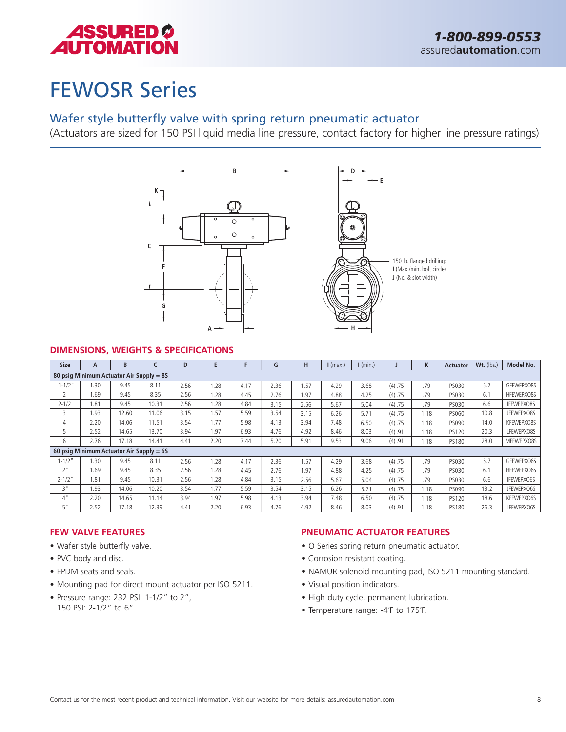# FEWOSR Series

## Wafer style butterfly valve with spring return pneumatic actuator

(Actuators are sized for 150 PSI liquid media line pressure, contact factory for higher line pressure ratings)

150 lb. flanged drilling:
**I** (Max./min. bolt circle)
**J** (No. & slot width)

## DIMENSIONS, WEIGHTS & SPECIFICATIONS

| Size | A | B | C | D | E | F | G | H | I (max.) | I (min.) | J | K | Actuator | Wt. (lbs.) | Model No. |
|---|---|---|---|---|---|---|---|---|---|---|---|---|---|---|---|
| **80 psig Minimum Actuator Air Supply = 8S** | | | | | | | | | | | | | | | |
| 1-1/2" | 1.30 | 9.45 | 8.11 | 2.56 | 1.28 | 4.17 | 2.36 | 1.57 | 4.29 | 3.68 | (4) .75 | .79 | PS030 | 5.7 | GFEWEPXO8S |
| 2" | 1.69 | 9.45 | 8.35 | 2.56 | 1.28 | 4.45 | 2.76 | 1.97 | 4.88 | 4.25 | (4) .75 | .79 | PS030 | 6.1 | HFEWEPXO8S |
| 2-1/2" | 1.81 | 9.45 | 10.31 | 2.56 | 1.28 | 4.84 | 3.15 | 2.56 | 5.67 | 5.04 | (4) .75 | .79 | PS030 | 6.6 | IFEWEPXO8S |
| 3" | 1.93 | 12.60 | 11.06 | 3.15 | 1.57 | 5.59 | 3.54 | 3.15 | 6.26 | 5.71 | (4) .75 | 1.18 | PS060 | 10.8 | JFEWEPXO8S |
| 4" | 2.20 | 14.06 | 11.51 | 3.54 | 1.77 | 5.98 | 4.13 | 3.94 | 7.48 | 6.50 | (4) .75 | 1.18 | PS090 | 14.0 | KFEWEPXO8S |
| 5" | 2.52 | 14.65 | 13.70 | 3.94 | 1.97 | 6.93 | 4.76 | 4.92 | 8.46 | 8.03 | (4) .91 | 1.18 | PS120 | 20.3 | LFEWEPXO8S |
| 6" | 2.76 | 17.18 | 14.41 | 4.41 | 2.20 | 7.44 | 5.20 | 5.91 | 9.53 | 9.06 | (4) .91 | 1.18 | PS180 | 28.0 | MFEWEPXO8S |
| **60 psig Minimum Actuator Air Supply = 6S** | | | | | | | | | | | | | | | |
| 1-1/2" | 1.30 | 9.45 | 8.11 | 2.56 | 1.28 | 4.17 | 2.36 | 1.57 | 4.29 | 3.68 | (4) .75 | .79 | PS030 | 5.7 | GFEWEPXO6S |
| 2" | 1.69 | 9.45 | 8.35 | 2.56 | 1.28 | 4.45 | 2.76 | 1.97 | 4.88 | 4.25 | (4) .75 | .79 | PS030 | 6.1 | HFEWEPXO6S |
| 2-1/2" | 1.81 | 9.45 | 10.31 | 2.56 | 1.28 | 4.84 | 3.15 | 2.56 | 5.67 | 5.04 | (4) .75 | .79 | PS030 | 6.6 | IFEWEPXO6S |
| 3" | 1.93 | 14.06 | 10.20 | 3.54 | 1.77 | 5.59 | 3.54 | 3.15 | 6.26 | 5.71 | (4) .75 | 1.18 | PS090 | 13.2 | JFEWEPXO6S |
| 4" | 2.20 | 14.65 | 11.14 | 3.94 | 1.97 | 5.98 | 4.13 | 3.94 | 7.48 | 6.50 | (4) .75 | 1.18 | PS120 | 18.6 | KFEWEPXO6S |
| 5" | 2.52 | 17.18 | 12.39 | 4.41 | 2.20 | 6.93 | 4.76 | 4.92 | 8.46 | 8.03 | (4) .91 | 1.18 | PS180 | 26.3 | LFEWEPXO6S |

## FEW VALVE FEATURES

- Wafer style butterfly valve.
- PVC body and disc.
- EPDM seats and seals.
- Mounting pad for direct mount actuator per ISO 5211.
- Pressure range: 232 PSI: 1-1/2" to 2", 150 PSI: 2-1/2" to 6".

## PNEUMATIC ACTUATOR FEATURES

- O Series spring return pneumatic actuator.
- Corrosion resistant coating.
- NAMUR solenoid mounting pad, ISO 5211 mounting standard.
- Visual position indicators.
- High duty cycle, permanent lubrication.
- Temperature range: -4˚F to 175˚F.

Contact us for the most recent product and technical information. Visit our website for more details: assuredautomation.com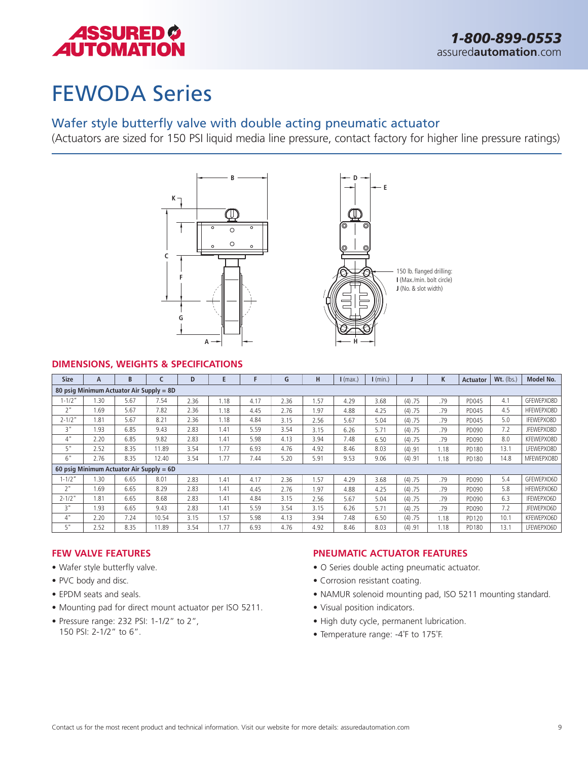# FEWODA Series

## Wafer style butterfly valve with double acting pneumatic actuator

(Actuators are sized for 150 PSI liquid media line pressure, contact factory for higher line pressure ratings)

150 lb. flanged drilling:
**I** (Max./min. bolt circle)
**J** (No. & slot width)

### DIMENSIONS, WEIGHTS & SPECIFICATIONS

| Size | A | B | C | D | E | F | G | H | I (max.) | I (min.) | J | K | Actuator | Wt. (lbs.) | Model No. |
|---|---|---|---|---|---|---|---|---|---|---|---|---|---|---|---|
| **80 psig Minimum Actuator Air Supply = 8D** | | | | | | | | | | | | | | | |
| 1-1/2" | 1.30 | 5.67 | 7.54 | 2.36 | 1.18 | 4.17 | 2.36 | 1.57 | 4.29 | 3.68 | (4) .75 | .79 | PD045 | 4.1 | GFEWEPXO8D |
| 2" | 1.69 | 5.67 | 7.82 | 2.36 | 1.18 | 4.45 | 2.76 | 1.97 | 4.88 | 4.25 | (4) .75 | .79 | PD045 | 4.5 | HFEWEPXO8D |
| 2-1/2" | 1.81 | 5.67 | 8.21 | 2.36 | 1.18 | 4.84 | 3.15 | 2.56 | 5.67 | 5.04 | (4) .75 | .79 | PD045 | 5.0 | IFEWEPXO8D |
| 3" | 1.93 | 6.85 | 9.43 | 2.83 | 1.41 | 5.59 | 3.54 | 3.15 | 6.26 | 5.71 | (4) .75 | .79 | PD090 | 7.2 | JFEWEPXO8D |
| 4" | 2.20 | 6.85 | 9.82 | 2.83 | 1.41 | 5.98 | 4.13 | 3.94 | 7.48 | 6.50 | (4) .75 | .79 | PD090 | 8.0 | KFEWEPXO8D |
| 5" | 2.52 | 8.35 | 11.89 | 3.54 | 1.77 | 6.93 | 4.76 | 4.92 | 8.46 | 8.03 | (4) .91 | 1.18 | PD180 | 13.1 | LFEWEPXO8D |
| 6" | 2.76 | 8.35 | 12.40 | 3.54 | 1.77 | 7.44 | 5.20 | 5.91 | 9.53 | 9.06 | (4) .91 | 1.18 | PD180 | 14.8 | MFEWEPXO8D |
| **60 psig Minimum Actuator Air Supply = 6D** | | | | | | | | | | | | | | | |
| 1-1/2" | 1.30 | 6.65 | 8.01 | 2.83 | 1.41 | 4.17 | 2.36 | 1.57 | 4.29 | 3.68 | (4) .75 | .79 | PD090 | 5.4 | GFEWEPXO6D |
| 2" | 1.69 | 6.65 | 8.29 | 2.83 | 1.41 | 4.45 | 2.76 | 1.97 | 4.88 | 4.25 | (4) .75 | .79 | PD090 | 5.8 | HFEWEPXO6D |
| 2-1/2" | 1.81 | 6.65 | 8.68 | 2.83 | 1.41 | 4.84 | 3.15 | 2.56 | 5.67 | 5.04 | (4) .75 | .79 | PD090 | 6.3 | IFEWEPXO6D |
| 3" | 1.93 | 6.65 | 9.43 | 2.83 | 1.41 | 5.59 | 3.54 | 3.15 | 6.26 | 5.71 | (4) .75 | .79 | PD090 | 7.2 | JFEWEPXO6D |
| 4" | 2.20 | 7.24 | 10.54 | 3.15 | 1.57 | 5.98 | 4.13 | 3.94 | 7.48 | 6.50 | (4) .75 | 1.18 | PD120 | 10.1 | KFEWEPXO6D |
| 5" | 2.52 | 8.35 | 11.89 | 3.54 | 1.77 | 6.93 | 4.76 | 4.92 | 8.46 | 8.03 | (4) .91 | 1.18 | PD180 | 13.1 | LFEWEPXO6D |

### FEW VALVE FEATURES

- Wafer style butterfly valve.
- PVC body and disc.
- EPDM seats and seals.
- Mounting pad for direct mount actuator per ISO 5211.
- Pressure range: 232 PSI: 1-1/2" to 2", 150 PSI: 2-1/2" to 6".

### PNEUMATIC ACTUATOR FEATURES

- O Series double acting pneumatic actuator.
- Corrosion resistant coating.
- NAMUR solenoid mounting pad, ISO 5211 mounting standard.
- Visual position indicators.
- High duty cycle, permanent lubrication.
- Temperature range: -4°F to 175°F.

Contact us for the most recent product and technical information. Visit our website for more details: assuredautomation.com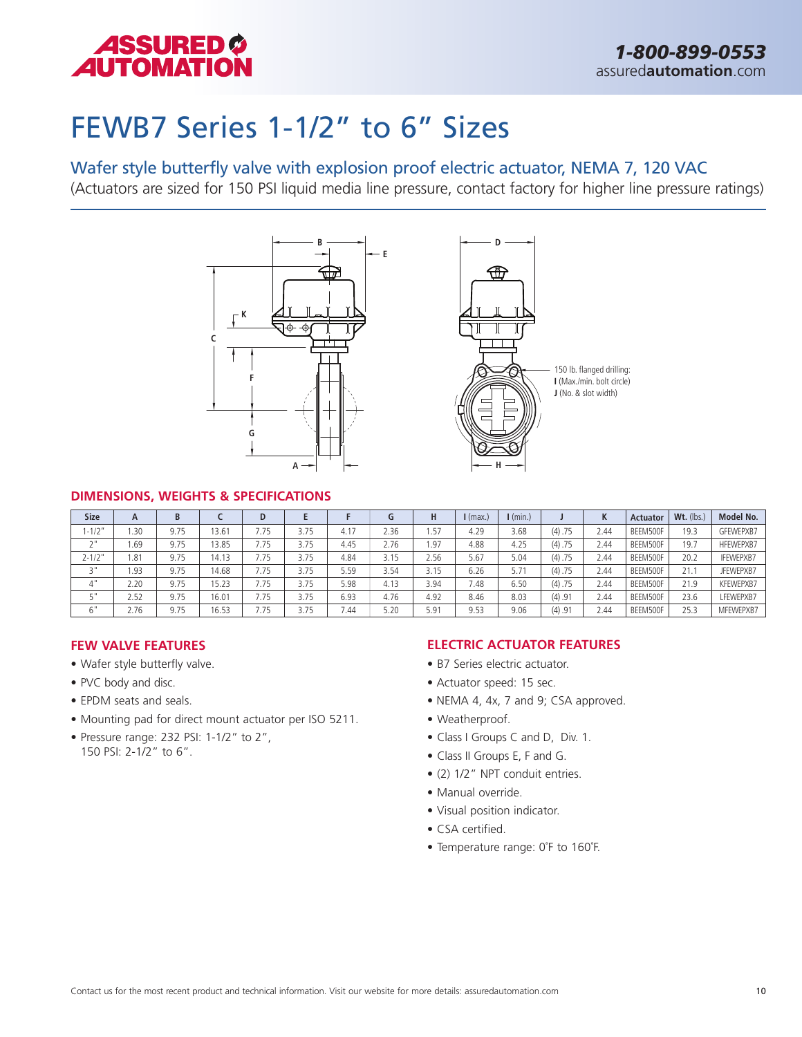# FEWB7 Series 1-1/2" to 6" Sizes

## Wafer style butterfly valve with explosion proof electric actuator, NEMA 7, 120 VAC

(Actuators are sized for 150 PSI liquid media line pressure, contact factory for higher line pressure ratings)

150 lb. flanged drilling:
**I** (Max./min. bolt circle)
**J** (No. & slot width)

## DIMENSIONS, WEIGHTS & SPECIFICATIONS

| Size | A | B | C | D | E | F | G | H | I (max.) | I (min.) | J | K | Actuator | Wt. (lbs.) | Model No. |
|---|---|---|---|---|---|---|---|---|---|---|---|---|---|---|---|
| 1-1/2" | 1.30 | 9.75 | 13.61 | 7.75 | 3.75 | 4.17 | 2.36 | 1.57 | 4.29 | 3.68 | (4) .75 | 2.44 | BEEM500F | 19.3 | GFEWEPXB7 |
| 2" | 1.69 | 9.75 | 13.85 | 7.75 | 3.75 | 4.45 | 2.76 | 1.97 | 4.88 | 4.25 | (4) .75 | 2.44 | BEEM500F | 19.7 | HFEWEPXB7 |
| 2-1/2" | 1.81 | 9.75 | 14.13 | 7.75 | 3.75 | 4.84 | 3.15 | 2.56 | 5.67 | 5.04 | (4) .75 | 2.44 | BEEM500F | 20.2 | IFEWEPXB7 |
| 3" | 1.93 | 9.75 | 14.68 | 7.75 | 3.75 | 5.59 | 3.54 | 3.15 | 6.26 | 5.71 | (4) .75 | 2.44 | BEEM500F | 21.1 | JFEWEPXB7 |
| 4" | 2.20 | 9.75 | 15.23 | 7.75 | 3.75 | 5.98 | 4.13 | 3.94 | 7.48 | 6.50 | (4) .75 | 2.44 | BEEM500F | 21.9 | KFEWEPXB7 |
| 5" | 2.52 | 9.75 | 16.01 | 7.75 | 3.75 | 6.93 | 4.76 | 4.92 | 8.46 | 8.03 | (4) .91 | 2.44 | BEEM500F | 23.6 | LFEWEPXB7 |
| 6" | 2.76 | 9.75 | 16.53 | 7.75 | 3.75 | 7.44 | 5.20 | 5.91 | 9.53 | 9.06 | (4) .91 | 2.44 | BEEM500F | 25.3 | MFEWEPXB7 |

## FEW VALVE FEATURES

- Wafer style butterfly valve.
- PVC body and disc.
- EPDM seats and seals.
- Mounting pad for direct mount actuator per ISO 5211.
- Pressure range: 232 PSI: 1-1/2" to 2", 150 PSI: 2-1/2" to 6".

## ELECTRIC ACTUATOR FEATURES

- B7 Series electric actuator.
- Actuator speed: 15 sec.
- NEMA 4, 4x, 7 and 9; CSA approved.
- Weatherproof.
- Class I Groups C and D, Div. 1.
- Class II Groups E, F and G.
- (2) 1/2" NPT conduit entries.
- Manual override.
- Visual position indicator.
- CSA certified.
- Temperature range: 0˚F to 160˚F.

Contact us for the most recent product and technical information. Visit our website for more details: assuredautomation.com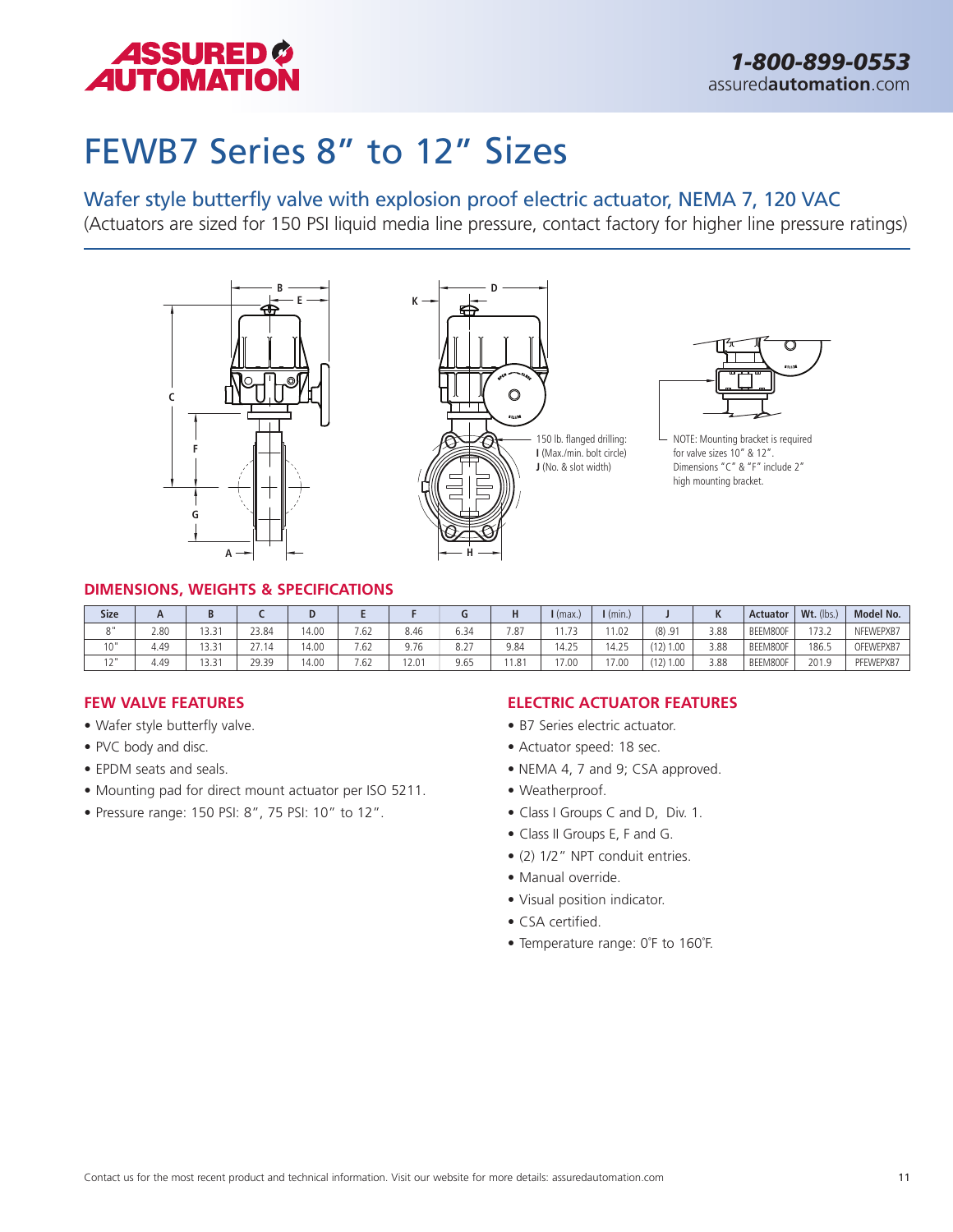# FEWB7 Series 8" to 12" Sizes

## Wafer style butterfly valve with explosion proof electric actuator, NEMA 7, 120 VAC

(Actuators are sized for 150 PSI liquid media line pressure, contact factory for higher line pressure ratings)

150 lb. flanged drilling:
**I** (Max./min. bolt circle)
**J** (No. & slot width)

NOTE: Mounting bracket is required for valve sizes 10" & 12". Dimensions "C" & "F" include 2" high mounting bracket.

### DIMENSIONS, WEIGHTS & SPECIFICATIONS

| Size | A | B | C | D | E | F | G | H | I (max.) | I (min.) | J | K | Actuator | Wt. (lbs.) | Model No. |
|---|---|---|---|---|---|---|---|---|---|---|---|---|---|---|---|
| 8" | 2.80 | 13.31 | 23.84 | 14.00 | 7.62 | 8.46 | 6.34 | 7.87 | 11.73 | 11.02 | (8) .91 | 3.88 | BEEM800F | 173.2 | NFEWEPXB7 |
| 10" | 4.49 | 13.31 | 27.14 | 14.00 | 7.62 | 9.76 | 8.27 | 9.84 | 14.25 | 14.25 | (12) 1.00 | 3.88 | BEEM800F | 186.5 | OFEWEPXB7 |
| 12" | 4.49 | 13.31 | 29.39 | 14.00 | 7.62 | 12.01 | 9.65 | 11.81 | 17.00 | 17.00 | (12) 1.00 | 3.88 | BEEM800F | 201.9 | PFEWEPXB7 |

### FEW VALVE FEATURES

- Wafer style butterfly valve.
- PVC body and disc.
- EPDM seats and seals.
- Mounting pad for direct mount actuator per ISO 5211.
- Pressure range: 150 PSI: 8", 75 PSI: 10" to 12".

### ELECTRIC ACTUATOR FEATURES

- B7 Series electric actuator.
- Actuator speed: 18 sec.
- NEMA 4, 7 and 9; CSA approved.
- Weatherproof.
- Class I Groups C and D, Div. 1.
- Class II Groups E, F and G.
- (2) 1/2" NPT conduit entries.
- Manual override.
- Visual position indicator.
- CSA certified.
- Temperature range: 0˚F to 160˚F.

Contact us for the most recent product and technical information. Visit our website for more details: assuredautomation.com